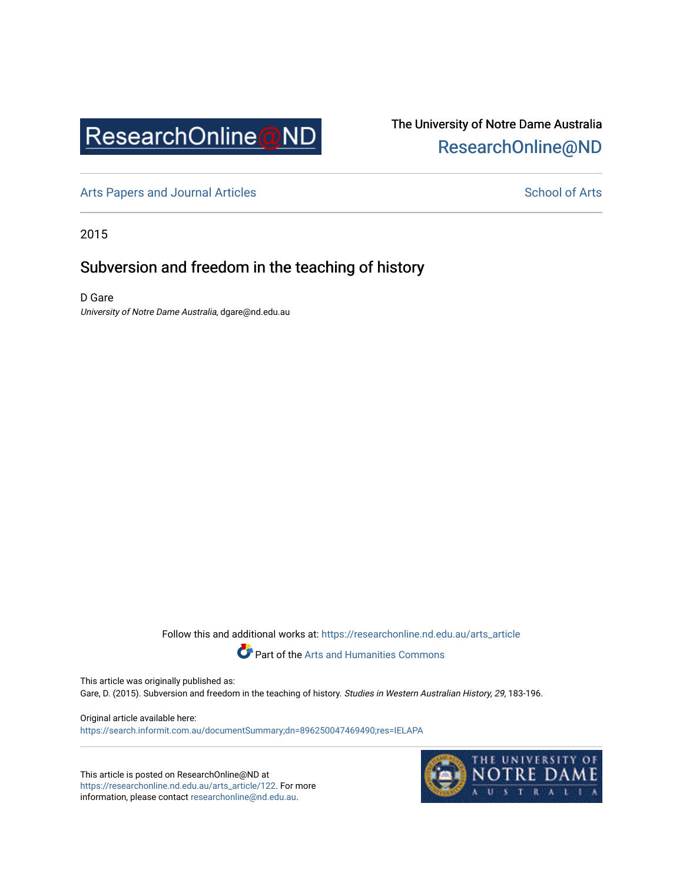ResearchOnline@ND

The University of Notre Dame Australia
ResearchOnline@ND

Arts Papers and Journal Articles — School of Arts

2015

# Subversion and freedom in the teaching of history

D Gare
*University of Notre Dame Australia*, dgare@nd.edu.au

Follow this and additional works at: https://researchonline.nd.edu.au/arts_article

Part of the Arts and Humanities Commons

This article was originally published as:
Gare, D. (2015). Subversion and freedom in the teaching of history. *Studies in Western Australian History, 29*, 183-196.

Original article available here:
https://search.informit.com.au/documentSummary;dn=896250047469490;res=IELAPA

This article is posted on ResearchOnline@ND at https://researchonline.nd.edu.au/arts_article/122. For more information, please contact researchonline@nd.edu.au.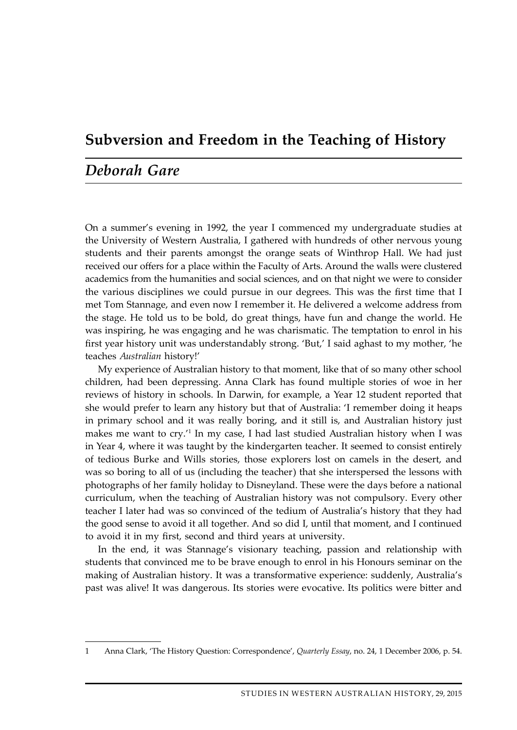# Subversion and Freedom in the Teaching of History

## *Deborah Gare*

On a summer's evening in 1992, the year I commenced my undergraduate studies at the University of Western Australia, I gathered with hundreds of other nervous young students and their parents amongst the orange seats of Winthrop Hall. We had just received our offers for a place within the Faculty of Arts. Around the walls were clustered academics from the humanities and social sciences, and on that night we were to consider the various disciplines we could pursue in our degrees. This was the first time that I met Tom Stannage, and even now I remember it. He delivered a welcome address from the stage. He told us to be bold, do great things, have fun and change the world. He was inspiring, he was engaging and he was charismatic. The temptation to enrol in his first year history unit was understandably strong. 'But,' I said aghast to my mother, 'he teaches *Australian* history!'

My experience of Australian history to that moment, like that of so many other school children, had been depressing. Anna Clark has found multiple stories of woe in her reviews of history in schools. In Darwin, for example, a Year 12 student reported that she would prefer to learn any history but that of Australia: 'I remember doing it heaps in primary school and it was really boring, and it still is, and Australian history just makes me want to cry.'[1] In my case, I had last studied Australian history when I was in Year 4, where it was taught by the kindergarten teacher. It seemed to consist entirely of tedious Burke and Wills stories, those explorers lost on camels in the desert, and was so boring to all of us (including the teacher) that she interspersed the lessons with photographs of her family holiday to Disneyland. These were the days before a national curriculum, when the teaching of Australian history was not compulsory. Every other teacher I later had was so convinced of the tedium of Australia's history that they had the good sense to avoid it all together. And so did I, until that moment, and I continued to avoid it in my first, second and third years at university.

In the end, it was Stannage's visionary teaching, passion and relationship with students that convinced me to be brave enough to enrol in his Honours seminar on the making of Australian history. It was a transformative experience: suddenly, Australia's past was alive! It was dangerous. Its stories were evocative. Its politics were bitter and

---

1 Anna Clark, 'The History Question: Correspondence', *Quarterly Essay*, no. 24, 1 December 2006, p. 54.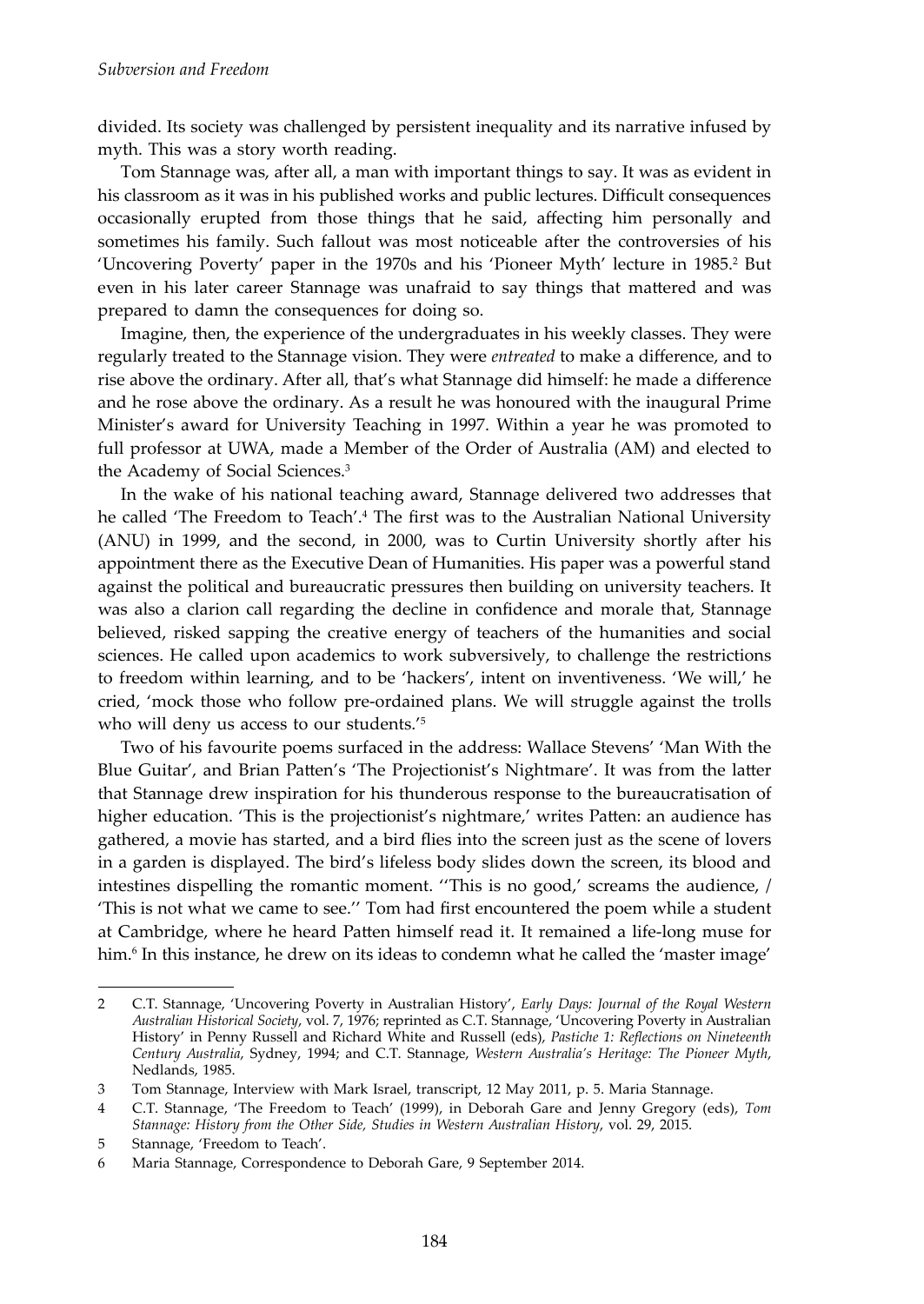divided. Its society was challenged by persistent inequality and its narrative infused by myth. This was a story worth reading.

Tom Stannage was, after all, a man with important things to say. It was as evident in his classroom as it was in his published works and public lectures. Difficult consequences occasionally erupted from those things that he said, affecting him personally and sometimes his family. Such fallout was most noticeable after the controversies of his 'Uncovering Poverty' paper in the 1970s and his 'Pioneer Myth' lecture in 1985.[2] But even in his later career Stannage was unafraid to say things that mattered and was prepared to damn the consequences for doing so.

Imagine, then, the experience of the undergraduates in his weekly classes. They were regularly treated to the Stannage vision. They were *entreated* to make a difference, and to rise above the ordinary. After all, that's what Stannage did himself: he made a difference and he rose above the ordinary. As a result he was honoured with the inaugural Prime Minister's award for University Teaching in 1997. Within a year he was promoted to full professor at UWA, made a Member of the Order of Australia (AM) and elected to the Academy of Social Sciences.[3]

In the wake of his national teaching award, Stannage delivered two addresses that he called 'The Freedom to Teach'.[4] The first was to the Australian National University (ANU) in 1999, and the second, in 2000, was to Curtin University shortly after his appointment there as the Executive Dean of Humanities. His paper was a powerful stand against the political and bureaucratic pressures then building on university teachers. It was also a clarion call regarding the decline in confidence and morale that, Stannage believed, risked sapping the creative energy of teachers of the humanities and social sciences. He called upon academics to work subversively, to challenge the restrictions to freedom within learning, and to be 'hackers', intent on inventiveness. 'We will,' he cried, 'mock those who follow pre-ordained plans. We will struggle against the trolls who will deny us access to our students.'[5]

Two of his favourite poems surfaced in the address: Wallace Stevens' 'Man With the Blue Guitar', and Brian Patten's 'The Projectionist's Nightmare'. It was from the latter that Stannage drew inspiration for his thunderous response to the bureaucratisation of higher education. 'This is the projectionist's nightmare,' writes Patten: an audience has gathered, a movie has started, and a bird flies into the screen just as the scene of lovers in a garden is displayed. The bird's lifeless body slides down the screen, its blood and intestines dispelling the romantic moment. ''This is no good,' screams the audience, / 'This is not what we came to see.'' Tom had first encountered the poem while a student at Cambridge, where he heard Patten himself read it. It remained a life-long muse for him.[6] In this instance, he drew on its ideas to condemn what he called the 'master image'

---

2 C.T. Stannage, 'Uncovering Poverty in Australian History', *Early Days: Journal of the Royal Western Australian Historical Society*, vol. 7, 1976; reprinted as C.T. Stannage, 'Uncovering Poverty in Australian History' in Penny Russell and Richard White and Russell (eds), *Pastiche 1: Reflections on Nineteenth Century Australia*, Sydney, 1994; and C.T. Stannage, *Western Australia's Heritage: The Pioneer Myth*, Nedlands, 1985.

3 Tom Stannage, Interview with Mark Israel, transcript, 12 May 2011, p. 5. Maria Stannage.

4 C.T. Stannage, 'The Freedom to Teach' (1999), in Deborah Gare and Jenny Gregory (eds), *Tom Stannage: History from the Other Side, Studies in Western Australian History*, vol. 29, 2015.

5 Stannage, 'Freedom to Teach'.

6 Maria Stannage, Correspondence to Deborah Gare, 9 September 2014.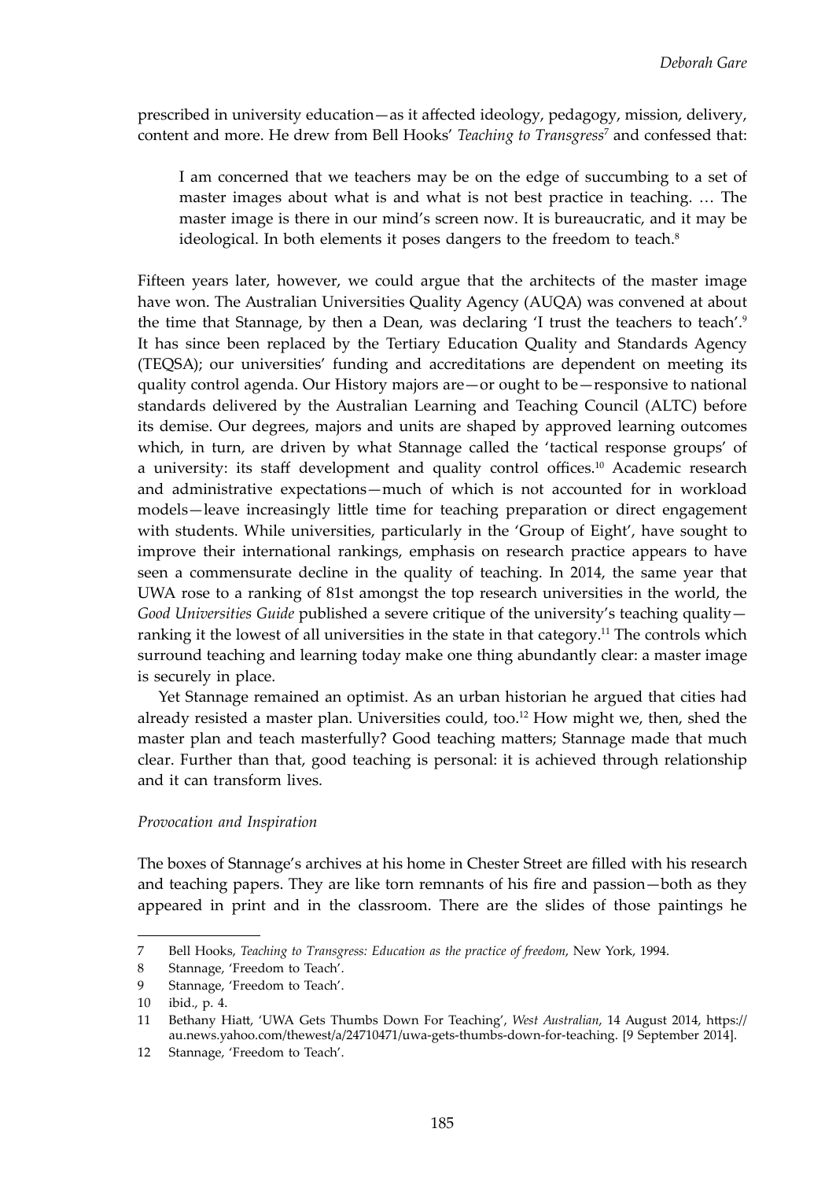prescribed in university education—as it affected ideology, pedagogy, mission, delivery, content and more. He drew from Bell Hooks' *Teaching to Transgress*[7] and confessed that:

> I am concerned that we teachers may be on the edge of succumbing to a set of master images about what is and what is not best practice in teaching. … The master image is there in our mind's screen now. It is bureaucratic, and it may be ideological. In both elements it poses dangers to the freedom to teach.[8]

Fifteen years later, however, we could argue that the architects of the master image have won. The Australian Universities Quality Agency (AUQA) was convened at about the time that Stannage, by then a Dean, was declaring 'I trust the teachers to teach'.[9] It has since been replaced by the Tertiary Education Quality and Standards Agency (TEQSA); our universities' funding and accreditations are dependent on meeting its quality control agenda. Our History majors are—or ought to be—responsive to national standards delivered by the Australian Learning and Teaching Council (ALTC) before its demise. Our degrees, majors and units are shaped by approved learning outcomes which, in turn, are driven by what Stannage called the 'tactical response groups' of a university: its staff development and quality control offices.[10] Academic research and administrative expectations—much of which is not accounted for in workload models—leave increasingly little time for teaching preparation or direct engagement with students. While universities, particularly in the 'Group of Eight', have sought to improve their international rankings, emphasis on research practice appears to have seen a commensurate decline in the quality of teaching. In 2014, the same year that UWA rose to a ranking of 81st amongst the top research universities in the world, the *Good Universities Guide* published a severe critique of the university's teaching quality—ranking it the lowest of all universities in the state in that category.[11] The controls which surround teaching and learning today make one thing abundantly clear: a master image is securely in place.

Yet Stannage remained an optimist. As an urban historian he argued that cities had already resisted a master plan. Universities could, too.[12] How might we, then, shed the master plan and teach masterfully? Good teaching matters; Stannage made that much clear. Further than that, good teaching is personal: it is achieved through relationship and it can transform lives.

### *Provocation and Inspiration*

The boxes of Stannage's archives at his home in Chester Street are filled with his research and teaching papers. They are like torn remnants of his fire and passion—both as they appeared in print and in the classroom. There are the slides of those paintings he

---

7 Bell Hooks, *Teaching to Transgress: Education as the practice of freedom*, New York, 1994.

8 Stannage, 'Freedom to Teach'.

9 Stannage, 'Freedom to Teach'.

10 ibid., p. 4.

11 Bethany Hiatt, 'UWA Gets Thumbs Down For Teaching', *West Australian*, 14 August 2014, https://au.news.yahoo.com/thewest/a/24710471/uwa-gets-thumbs-down-for-teaching. [9 September 2014].

12 Stannage, 'Freedom to Teach'.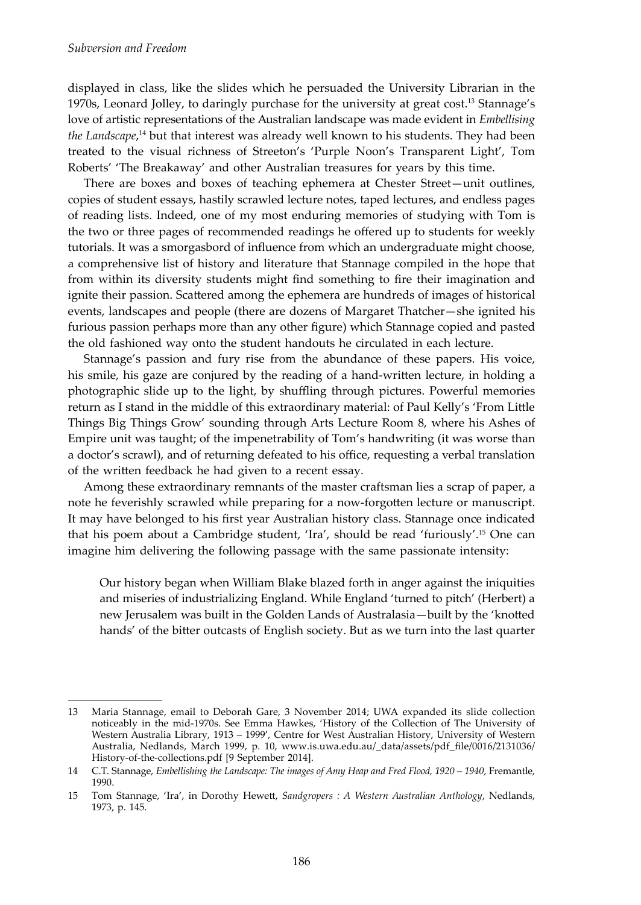displayed in class, like the slides which he persuaded the University Librarian in the 1970s, Leonard Jolley, to daringly purchase for the university at great cost.[13] Stannage's love of artistic representations of the Australian landscape was made evident in *Embellising the Landscape*,[14] but that interest was already well known to his students. They had been treated to the visual richness of Streeton's 'Purple Noon's Transparent Light', Tom Roberts' 'The Breakaway' and other Australian treasures for years by this time.

There are boxes and boxes of teaching ephemera at Chester Street—unit outlines, copies of student essays, hastily scrawled lecture notes, taped lectures, and endless pages of reading lists. Indeed, one of my most enduring memories of studying with Tom is the two or three pages of recommended readings he offered up to students for weekly tutorials. It was a smorgasbord of influence from which an undergraduate might choose, a comprehensive list of history and literature that Stannage compiled in the hope that from within its diversity students might find something to fire their imagination and ignite their passion. Scattered among the ephemera are hundreds of images of historical events, landscapes and people (there are dozens of Margaret Thatcher—she ignited his furious passion perhaps more than any other figure) which Stannage copied and pasted the old fashioned way onto the student handouts he circulated in each lecture.

Stannage's passion and fury rise from the abundance of these papers. His voice, his smile, his gaze are conjured by the reading of a hand-written lecture, in holding a photographic slide up to the light, by shuffling through pictures. Powerful memories return as I stand in the middle of this extraordinary material: of Paul Kelly's 'From Little Things Big Things Grow' sounding through Arts Lecture Room 8, where his Ashes of Empire unit was taught; of the impenetrability of Tom's handwriting (it was worse than a doctor's scrawl), and of returning defeated to his office, requesting a verbal translation of the written feedback he had given to a recent essay.

Among these extraordinary remnants of the master craftsman lies a scrap of paper, a note he feverishly scrawled while preparing for a now-forgotten lecture or manuscript. It may have belonged to his first year Australian history class. Stannage once indicated that his poem about a Cambridge student, 'Ira', should be read 'furiously'.[15] One can imagine him delivering the following passage with the same passionate intensity:

> Our history began when William Blake blazed forth in anger against the iniquities and miseries of industrializing England. While England 'turned to pitch' (Herbert) a new Jerusalem was built in the Golden Lands of Australasia—built by the 'knotted hands' of the bitter outcasts of English society. But as we turn into the last quarter

---

13 Maria Stannage, email to Deborah Gare, 3 November 2014; UWA expanded its slide collection noticeably in the mid-1970s. See Emma Hawkes, 'History of the Collection of The University of Western Australia Library, 1913 – 1999', Centre for West Australian History, University of Western Australia, Nedlands, March 1999, p. 10, www.is.uwa.edu.au/_data/assets/pdf_file/0016/2131036/History-of-the-collections.pdf [9 September 2014].

14 C.T. Stannage, *Embellishing the Landscape: The images of Amy Heap and Fred Flood, 1920 – 1940*, Fremantle, 1990.

15 Tom Stannage, 'Ira', in Dorothy Hewett, *Sandgropers : A Western Australian Anthology*, Nedlands, 1973, p. 145.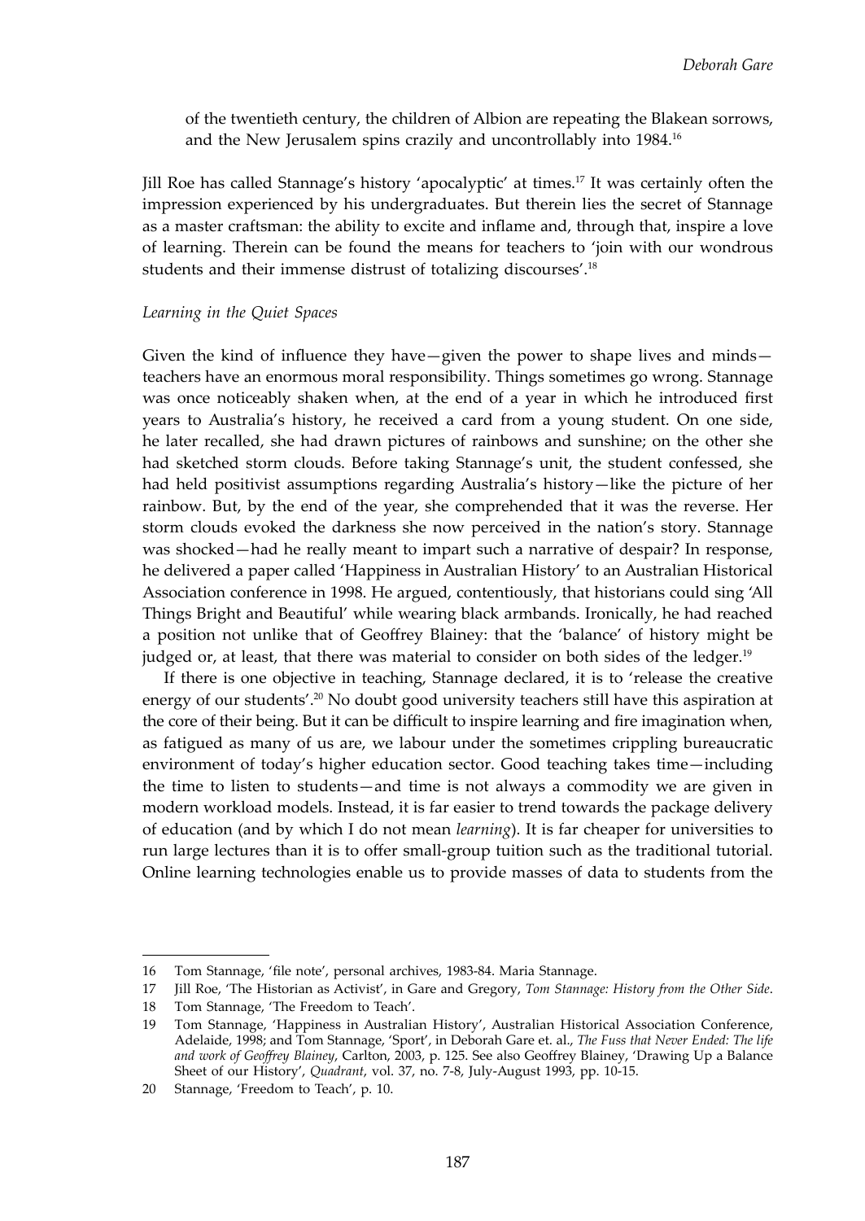of the twentieth century, the children of Albion are repeating the Blakean sorrows, and the New Jerusalem spins crazily and uncontrollably into 1984.[16]

Jill Roe has called Stannage's history 'apocalyptic' at times.[17] It was certainly often the impression experienced by his undergraduates. But therein lies the secret of Stannage as a master craftsman: the ability to excite and inflame and, through that, inspire a love of learning. Therein can be found the means for teachers to 'join with our wondrous students and their immense distrust of totalizing discourses'.[18]

*Learning in the Quiet Spaces*

Given the kind of influence they have—given the power to shape lives and minds—teachers have an enormous moral responsibility. Things sometimes go wrong. Stannage was once noticeably shaken when, at the end of a year in which he introduced first years to Australia's history, he received a card from a young student. On one side, he later recalled, she had drawn pictures of rainbows and sunshine; on the other she had sketched storm clouds. Before taking Stannage's unit, the student confessed, she had held positivist assumptions regarding Australia's history—like the picture of her rainbow. But, by the end of the year, she comprehended that it was the reverse. Her storm clouds evoked the darkness she now perceived in the nation's story. Stannage was shocked—had he really meant to impart such a narrative of despair? In response, he delivered a paper called 'Happiness in Australian History' to an Australian Historical Association conference in 1998. He argued, contentiously, that historians could sing 'All Things Bright and Beautiful' while wearing black armbands. Ironically, he had reached a position not unlike that of Geoffrey Blainey: that the 'balance' of history might be judged or, at least, that there was material to consider on both sides of the ledger.[19]

If there is one objective in teaching, Stannage declared, it is to 'release the creative energy of our students'.[20] No doubt good university teachers still have this aspiration at the core of their being. But it can be difficult to inspire learning and fire imagination when, as fatigued as many of us are, we labour under the sometimes crippling bureaucratic environment of today's higher education sector. Good teaching takes time—including the time to listen to students—and time is not always a commodity we are given in modern workload models. Instead, it is far easier to trend towards the package delivery of education (and by which I do not mean *learning*). It is far cheaper for universities to run large lectures than it is to offer small-group tuition such as the traditional tutorial. Online learning technologies enable us to provide masses of data to students from the

---

16 Tom Stannage, 'file note', personal archives, 1983-84. Maria Stannage.

17 Jill Roe, 'The Historian as Activist', in Gare and Gregory, *Tom Stannage: History from the Other Side*.

18 Tom Stannage, 'The Freedom to Teach'.

19 Tom Stannage, 'Happiness in Australian History', Australian Historical Association Conference, Adelaide, 1998; and Tom Stannage, 'Sport', in Deborah Gare et. al., *The Fuss that Never Ended: The life and work of Geoffrey Blainey*, Carlton, 2003, p. 125. See also Geoffrey Blainey, 'Drawing Up a Balance Sheet of our History', *Quadrant*, vol. 37, no. 7-8, July-August 1993, pp. 10-15.

20 Stannage, 'Freedom to Teach', p. 10.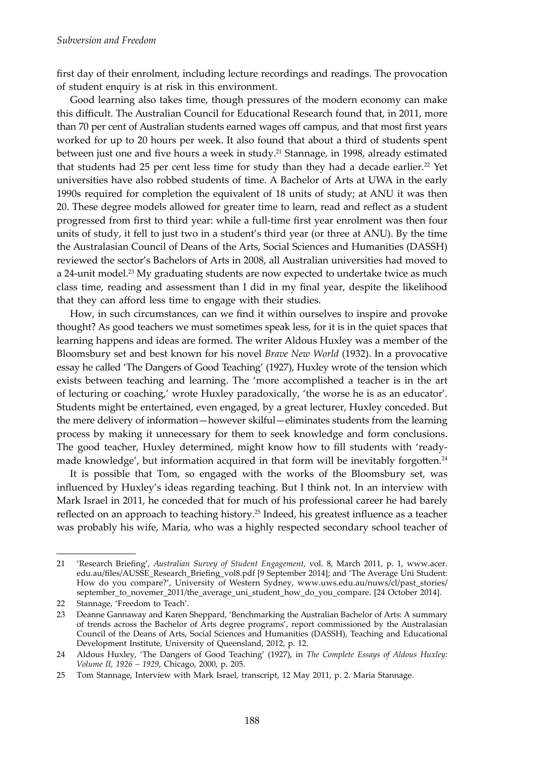first day of their enrolment, including lecture recordings and readings. The provocation of student enquiry is at risk in this environment.

Good learning also takes time, though pressures of the modern economy can make this difficult. The Australian Council for Educational Research found that, in 2011, more than 70 per cent of Australian students earned wages off campus, and that most first years worked for up to 20 hours per week. It also found that about a third of students spent between just one and five hours a week in study.[21] Stannage, in 1998, already estimated that students had 25 per cent less time for study than they had a decade earlier.[22] Yet universities have also robbed students of time. A Bachelor of Arts at UWA in the early 1990s required for completion the equivalent of 18 units of study; at ANU it was then 20. These degree models allowed for greater time to learn, read and reflect as a student progressed from first to third year: while a full-time first year enrolment was then four units of study, it fell to just two in a student's third year (or three at ANU). By the time the Australasian Council of Deans of the Arts, Social Sciences and Humanities (DASSH) reviewed the sector's Bachelors of Arts in 2008, all Australian universities had moved to a 24-unit model.[23] My graduating students are now expected to undertake twice as much class time, reading and assessment than I did in my final year, despite the likelihood that they can afford less time to engage with their studies.

How, in such circumstances, can we find it within ourselves to inspire and provoke thought? As good teachers we must sometimes speak less, for it is in the quiet spaces that learning happens and ideas are formed. The writer Aldous Huxley was a member of the Bloomsbury set and best known for his novel *Brave New World* (1932). In a provocative essay he called 'The Dangers of Good Teaching' (1927), Huxley wrote of the tension which exists between teaching and learning. The 'more accomplished a teacher is in the art of lecturing or coaching,' wrote Huxley paradoxically, 'the worse he is as an educator'. Students might be entertained, even engaged, by a great lecturer, Huxley conceded. But the mere delivery of information—however skilful—eliminates students from the learning process by making it unnecessary for them to seek knowledge and form conclusions. The good teacher, Huxley determined, might know how to fill students with 'ready-made knowledge', but information acquired in that form will be inevitably forgotten.[24]

It is possible that Tom, so engaged with the works of the Bloomsbury set, was influenced by Huxley's ideas regarding teaching. But I think not. In an interview with Mark Israel in 2011, he conceded that for much of his professional career he had barely reflected on an approach to teaching history.[25] Indeed, his greatest influence as a teacher was probably his wife, Maria, who was a highly respected secondary school teacher of

---

21 'Research Briefing', *Australian Survey of Student Engagement*, vol. 8, March 2011, p. 1, www.acer.edu.au/files/AUSSE_Research_Briefing_vol8.pdf [9 September 2014]; and 'The Average Uni Student: How do you compare?', University of Western Sydney, www.uws.edu.au/nuws/cl/past_stories/september_to_novemer_2011/the_average_uni_student_how_do_you_compare. [24 October 2014].

22 Stannage, 'Freedom to Teach'.

23 Deanne Gannaway and Karen Sheppard, 'Benchmarking the Australian Bachelor of Arts: A summary of trends across the Bachelor of Arts degree programs', report commissioned by the Australasian Council of the Deans of Arts, Social Sciences and Humanities (DASSH), Teaching and Educational Development Institute, University of Queensland, 2012, p. 12.

24 Aldous Huxley, 'The Dangers of Good Teaching' (1927), in *The Complete Essays of Aldous Huxley: Volume II, 1926 – 1929*, Chicago, 2000, p. 205.

25 Tom Stannage, Interview with Mark Israel, transcript, 12 May 2011, p. 2. Maria Stannage.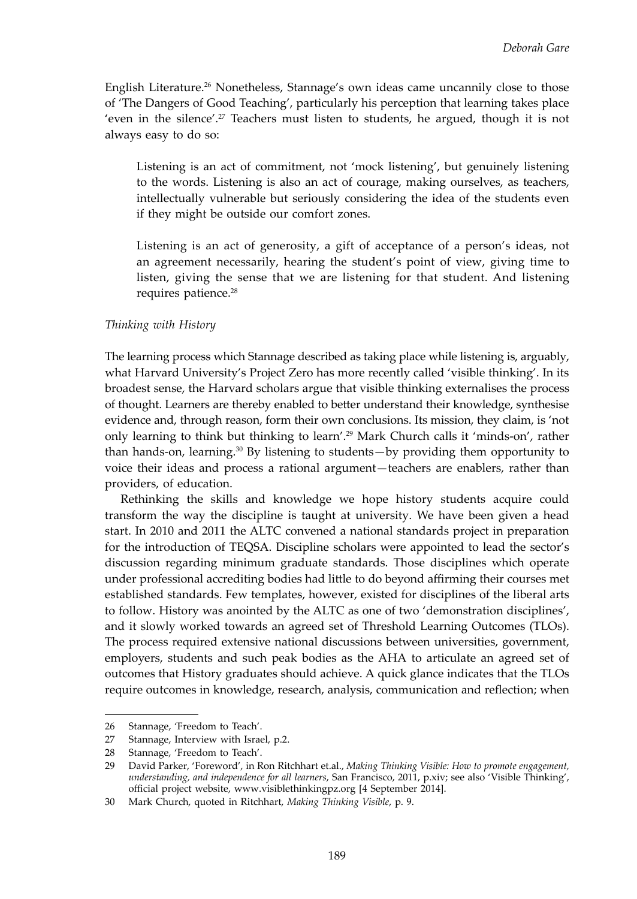English Literature.[26] Nonetheless, Stannage's own ideas came uncannily close to those of 'The Dangers of Good Teaching', particularly his perception that learning takes place 'even in the silence'.[27] Teachers must listen to students, he argued, though it is not always easy to do so:

> Listening is an act of commitment, not 'mock listening', but genuinely listening to the words. Listening is also an act of courage, making ourselves, as teachers, intellectually vulnerable but seriously considering the idea of the students even if they might be outside our comfort zones.
>
> Listening is an act of generosity, a gift of acceptance of a person's ideas, not an agreement necessarily, hearing the student's point of view, giving time to listen, giving the sense that we are listening for that student. And listening requires patience.[28]

*Thinking with History*

The learning process which Stannage described as taking place while listening is, arguably, what Harvard University's Project Zero has more recently called 'visible thinking'. In its broadest sense, the Harvard scholars argue that visible thinking externalises the process of thought. Learners are thereby enabled to better understand their knowledge, synthesise evidence and, through reason, form their own conclusions. Its mission, they claim, is 'not only learning to think but thinking to learn'.[29] Mark Church calls it 'minds-on', rather than hands-on, learning.[30] By listening to students—by providing them opportunity to voice their ideas and process a rational argument—teachers are enablers, rather than providers, of education.

Rethinking the skills and knowledge we hope history students acquire could transform the way the discipline is taught at university. We have been given a head start. In 2010 and 2011 the ALTC convened a national standards project in preparation for the introduction of TEQSA. Discipline scholars were appointed to lead the sector's discussion regarding minimum graduate standards. Those disciplines which operate under professional accrediting bodies had little to do beyond affirming their courses met established standards. Few templates, however, existed for disciplines of the liberal arts to follow. History was anointed by the ALTC as one of two 'demonstration disciplines', and it slowly worked towards an agreed set of Threshold Learning Outcomes (TLOs). The process required extensive national discussions between universities, government, employers, students and such peak bodies as the AHA to articulate an agreed set of outcomes that History graduates should achieve. A quick glance indicates that the TLOs require outcomes in knowledge, research, analysis, communication and reflection; when

---

26 Stannage, 'Freedom to Teach'.

27 Stannage, Interview with Israel, p.2.

28 Stannage, 'Freedom to Teach'.

29 David Parker, 'Foreword', in Ron Ritchhart et.al., *Making Thinking Visible: How to promote engagement, understanding, and independence for all learners*, San Francisco, 2011, p.xiv; see also 'Visible Thinking', official project website, www.visiblethinkingpz.org [4 September 2014].

30 Mark Church, quoted in Ritchhart, *Making Thinking Visible*, p. 9.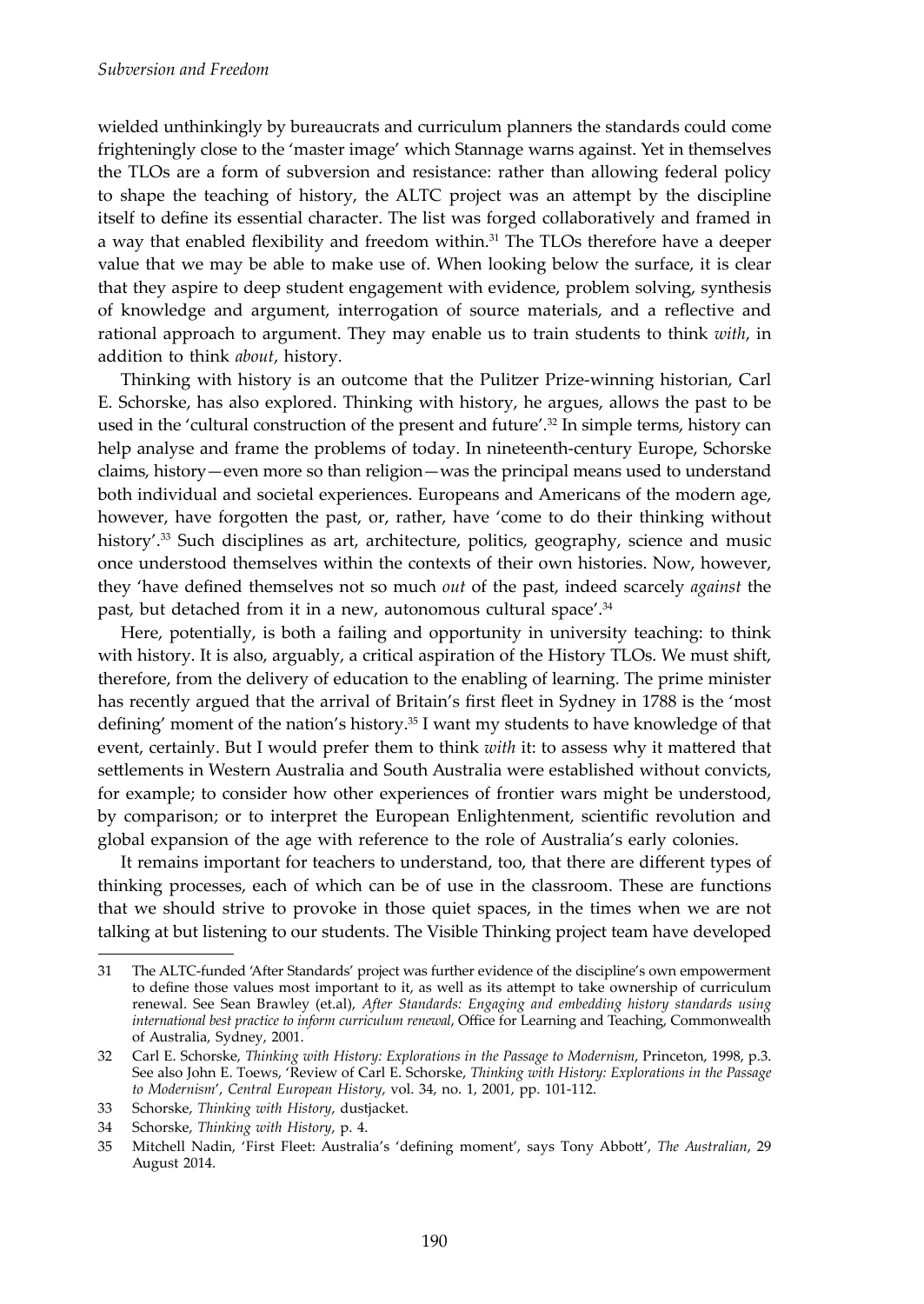wielded unthinkingly by bureaucrats and curriculum planners the standards could come frighteningly close to the 'master image' which Stannage warns against. Yet in themselves the TLOs are a form of subversion and resistance: rather than allowing federal policy to shape the teaching of history, the ALTC project was an attempt by the discipline itself to define its essential character. The list was forged collaboratively and framed in a way that enabled flexibility and freedom within.[31] The TLOs therefore have a deeper value that we may be able to make use of. When looking below the surface, it is clear that they aspire to deep student engagement with evidence, problem solving, synthesis of knowledge and argument, interrogation of source materials, and a reflective and rational approach to argument. They may enable us to train students to think *with*, in addition to think *about*, history.

Thinking with history is an outcome that the Pulitzer Prize-winning historian, Carl E. Schorske, has also explored. Thinking with history, he argues, allows the past to be used in the 'cultural construction of the present and future'.[32] In simple terms, history can help analyse and frame the problems of today. In nineteenth-century Europe, Schorske claims, history—even more so than religion—was the principal means used to understand both individual and societal experiences. Europeans and Americans of the modern age, however, have forgotten the past, or, rather, have 'come to do their thinking without history'.[33] Such disciplines as art, architecture, politics, geography, science and music once understood themselves within the contexts of their own histories. Now, however, they 'have defined themselves not so much *out* of the past, indeed scarcely *against* the past, but detached from it in a new, autonomous cultural space'.[34]

Here, potentially, is both a failing and opportunity in university teaching: to think with history. It is also, arguably, a critical aspiration of the History TLOs. We must shift, therefore, from the delivery of education to the enabling of learning. The prime minister has recently argued that the arrival of Britain's first fleet in Sydney in 1788 is the 'most defining' moment of the nation's history.[35] I want my students to have knowledge of that event, certainly. But I would prefer them to think *with* it: to assess why it mattered that settlements in Western Australia and South Australia were established without convicts, for example; to consider how other experiences of frontier wars might be understood, by comparison; or to interpret the European Enlightenment, scientific revolution and global expansion of the age with reference to the role of Australia's early colonies.

It remains important for teachers to understand, too, that there are different types of thinking processes, each of which can be of use in the classroom. These are functions that we should strive to provoke in those quiet spaces, in the times when we are not talking at but listening to our students. The Visible Thinking project team have developed

---

31 The ALTC-funded 'After Standards' project was further evidence of the discipline's own empowerment to define those values most important to it, as well as its attempt to take ownership of curriculum renewal. See Sean Brawley (et.al), *After Standards: Engaging and embedding history standards using international best practice to inform curriculum renewal*, Office for Learning and Teaching, Commonwealth of Australia, Sydney, 2001.

32 Carl E. Schorske, *Thinking with History: Explorations in the Passage to Modernism*, Princeton, 1998, p.3. See also John E. Toews, 'Review of Carl E. Schorske, *Thinking with History: Explorations in the Passage to Modernism*', *Central European History*, vol. 34, no. 1, 2001, pp. 101-112.

33 Schorske, *Thinking with History*, dustjacket.

34 Schorske, *Thinking with History*, p. 4.

35 Mitchell Nadin, 'First Fleet: Australia's 'defining moment', says Tony Abbott', *The Australian*, 29 August 2014.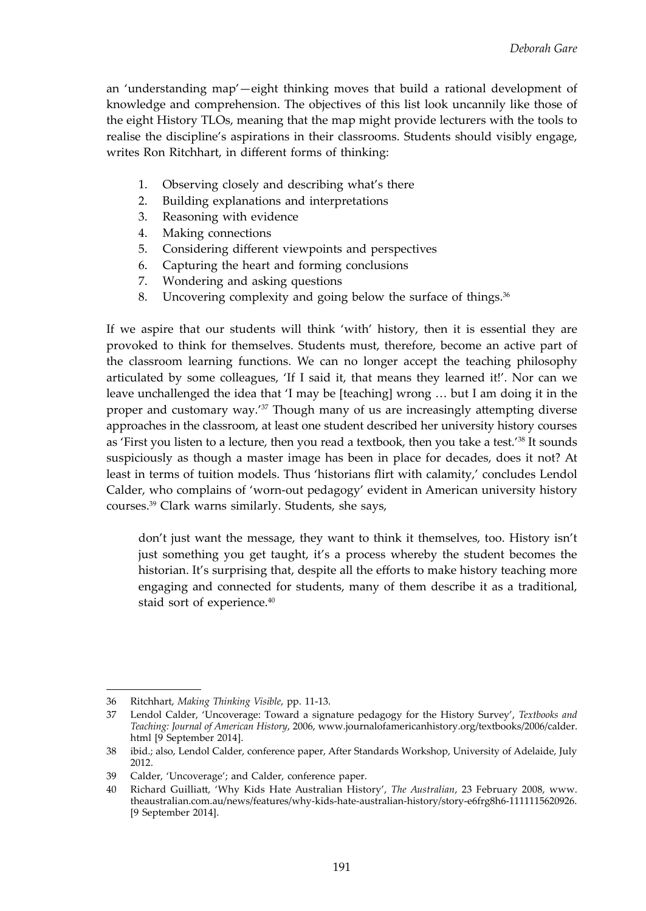an 'understanding map'—eight thinking moves that build a rational development of knowledge and comprehension. The objectives of this list look uncannily like those of the eight History TLOs, meaning that the map might provide lecturers with the tools to realise the discipline's aspirations in their classrooms. Students should visibly engage, writes Ron Ritchhart, in different forms of thinking:

1. Observing closely and describing what's there
2. Building explanations and interpretations
3. Reasoning with evidence
4. Making connections
5. Considering different viewpoints and perspectives
6. Capturing the heart and forming conclusions
7. Wondering and asking questions
8. Uncovering complexity and going below the surface of things.[36]

If we aspire that our students will think 'with' history, then it is essential they are provoked to think for themselves. Students must, therefore, become an active part of the classroom learning functions. We can no longer accept the teaching philosophy articulated by some colleagues, 'If I said it, that means they learned it!'. Nor can we leave unchallenged the idea that 'I may be [teaching] wrong … but I am doing it in the proper and customary way.'[37] Though many of us are increasingly attempting diverse approaches in the classroom, at least one student described her university history courses as 'First you listen to a lecture, then you read a textbook, then you take a test.'[38] It sounds suspiciously as though a master image has been in place for decades, does it not? At least in terms of tuition models. Thus 'historians flirt with calamity,' concludes Lendol Calder, who complains of 'worn-out pedagogy' evident in American university history courses.[39] Clark warns similarly. Students, she says,

> don't just want the message, they want to think it themselves, too. History isn't just something you get taught, it's a process whereby the student becomes the historian. It's surprising that, despite all the efforts to make history teaching more engaging and connected for students, many of them describe it as a traditional, staid sort of experience.[40]

---

36 Ritchhart, *Making Thinking Visible*, pp. 11-13.

37 Lendol Calder, 'Uncoverage: Toward a signature pedagogy for the History Survey', *Textbooks and Teaching: Journal of American History*, 2006, www.journalofamericanhistory.org/textbooks/2006/calder.html [9 September 2014].

38 ibid.; also, Lendol Calder, conference paper, After Standards Workshop, University of Adelaide, July 2012.

39 Calder, 'Uncoverage'; and Calder, conference paper.

40 Richard Guilliatt, 'Why Kids Hate Australian History', *The Australian*, 23 February 2008, www.theaustralian.com.au/news/features/why-kids-hate-australian-history/story-e6frg8h6-1111115620926. [9 September 2014].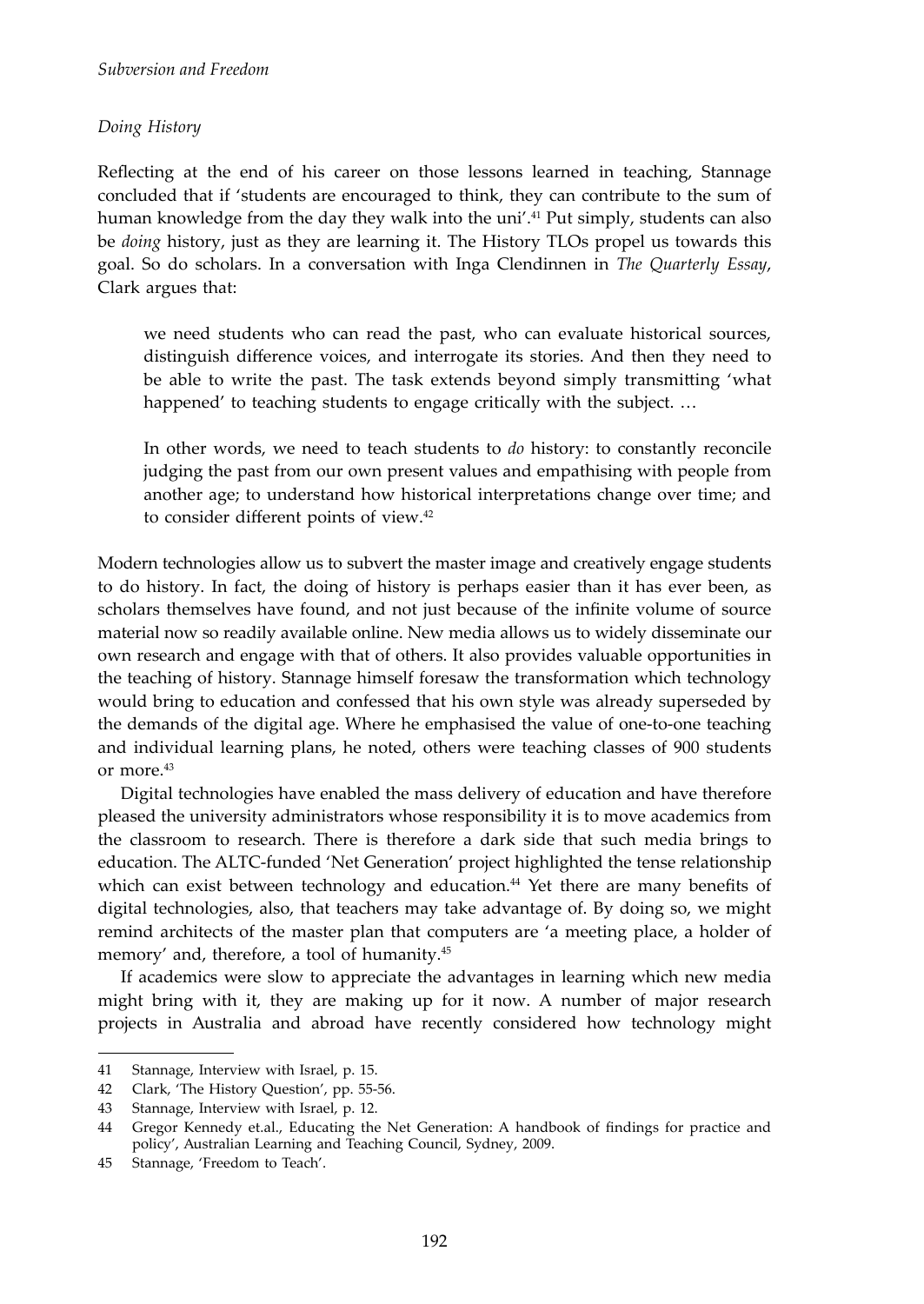### *Doing History*

Reflecting at the end of his career on those lessons learned in teaching, Stannage concluded that if 'students are encouraged to think, they can contribute to the sum of human knowledge from the day they walk into the uni'.[41] Put simply, students can also be *doing* history, just as they are learning it. The History TLOs propel us towards this goal. So do scholars. In a conversation with Inga Clendinnen in *The Quarterly Essay*, Clark argues that:

> we need students who can read the past, who can evaluate historical sources, distinguish difference voices, and interrogate its stories. And then they need to be able to write the past. The task extends beyond simply transmitting 'what happened' to teaching students to engage critically with the subject. …
>
> In other words, we need to teach students to *do* history: to constantly reconcile judging the past from our own present values and empathising with people from another age; to understand how historical interpretations change over time; and to consider different points of view.[42]

Modern technologies allow us to subvert the master image and creatively engage students to do history. In fact, the doing of history is perhaps easier than it has ever been, as scholars themselves have found, and not just because of the infinite volume of source material now so readily available online. New media allows us to widely disseminate our own research and engage with that of others. It also provides valuable opportunities in the teaching of history. Stannage himself foresaw the transformation which technology would bring to education and confessed that his own style was already superseded by the demands of the digital age. Where he emphasised the value of one-to-one teaching and individual learning plans, he noted, others were teaching classes of 900 students or more.[43]

Digital technologies have enabled the mass delivery of education and have therefore pleased the university administrators whose responsibility it is to move academics from the classroom to research. There is therefore a dark side that such media brings to education. The ALTC-funded 'Net Generation' project highlighted the tense relationship which can exist between technology and education.[44] Yet there are many benefits of digital technologies, also, that teachers may take advantage of. By doing so, we might remind architects of the master plan that computers are 'a meeting place, a holder of memory' and, therefore, a tool of humanity.[45]

If academics were slow to appreciate the advantages in learning which new media might bring with it, they are making up for it now. A number of major research projects in Australia and abroad have recently considered how technology might

---

41 Stannage, Interview with Israel, p. 15.

42 Clark, 'The History Question', pp. 55-56.

43 Stannage, Interview with Israel, p. 12.

44 Gregor Kennedy et.al., Educating the Net Generation: A handbook of findings for practice and policy', Australian Learning and Teaching Council, Sydney, 2009.

45 Stannage, 'Freedom to Teach'.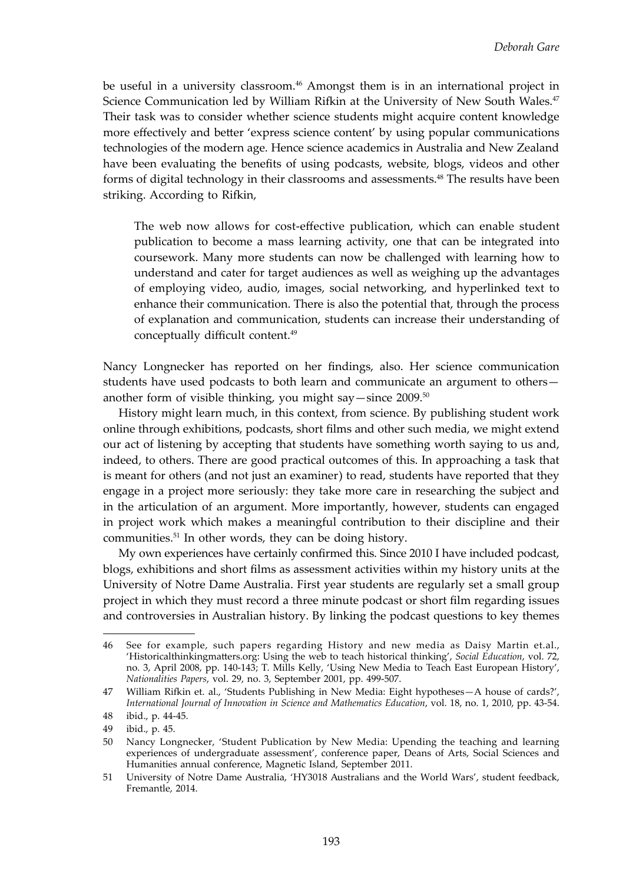be useful in a university classroom.[46] Amongst them is in an international project in Science Communication led by William Rifkin at the University of New South Wales.[47] Their task was to consider whether science students might acquire content knowledge more effectively and better 'express science content' by using popular communications technologies of the modern age. Hence science academics in Australia and New Zealand have been evaluating the benefits of using podcasts, website, blogs, videos and other forms of digital technology in their classrooms and assessments.[48] The results have been striking. According to Rifkin,

> The web now allows for cost-effective publication, which can enable student publication to become a mass learning activity, one that can be integrated into coursework. Many more students can now be challenged with learning how to understand and cater for target audiences as well as weighing up the advantages of employing video, audio, images, social networking, and hyperlinked text to enhance their communication. There is also the potential that, through the process of explanation and communication, students can increase their understanding of conceptually difficult content.[49]

Nancy Longnecker has reported on her findings, also. Her science communication students have used podcasts to both learn and communicate an argument to others—another form of visible thinking, you might say—since 2009.[50]

History might learn much, in this context, from science. By publishing student work online through exhibitions, podcasts, short films and other such media, we might extend our act of listening by accepting that students have something worth saying to us and, indeed, to others. There are good practical outcomes of this. In approaching a task that is meant for others (and not just an examiner) to read, students have reported that they engage in a project more seriously: they take more care in researching the subject and in the articulation of an argument. More importantly, however, students can engaged in project work which makes a meaningful contribution to their discipline and their communities.[51] In other words, they can be doing history.

My own experiences have certainly confirmed this. Since 2010 I have included podcast, blogs, exhibitions and short films as assessment activities within my history units at the University of Notre Dame Australia. First year students are regularly set a small group project in which they must record a three minute podcast or short film regarding issues and controversies in Australian history. By linking the podcast questions to key themes

---

46 See for example, such papers regarding History and new media as Daisy Martin et.al., 'Historicalthinkingmatters.org: Using the web to teach historical thinking', *Social Education*, vol. 72, no. 3, April 2008, pp. 140-143; T. Mills Kelly, 'Using New Media to Teach East European History', *Nationalities Papers*, vol. 29, no. 3, September 2001, pp. 499-507.

47 William Rifkin et. al., 'Students Publishing in New Media: Eight hypotheses—A house of cards?', *International Journal of Innovation in Science and Mathematics Education*, vol. 18, no. 1, 2010, pp. 43-54.

48 ibid., p. 44-45.

49 ibid., p. 45.

50 Nancy Longnecker, 'Student Publication by New Media: Upending the teaching and learning experiences of undergraduate assessment', conference paper, Deans of Arts, Social Sciences and Humanities annual conference, Magnetic Island, September 2011.

51 University of Notre Dame Australia, 'HY3018 Australians and the World Wars', student feedback, Fremantle, 2014.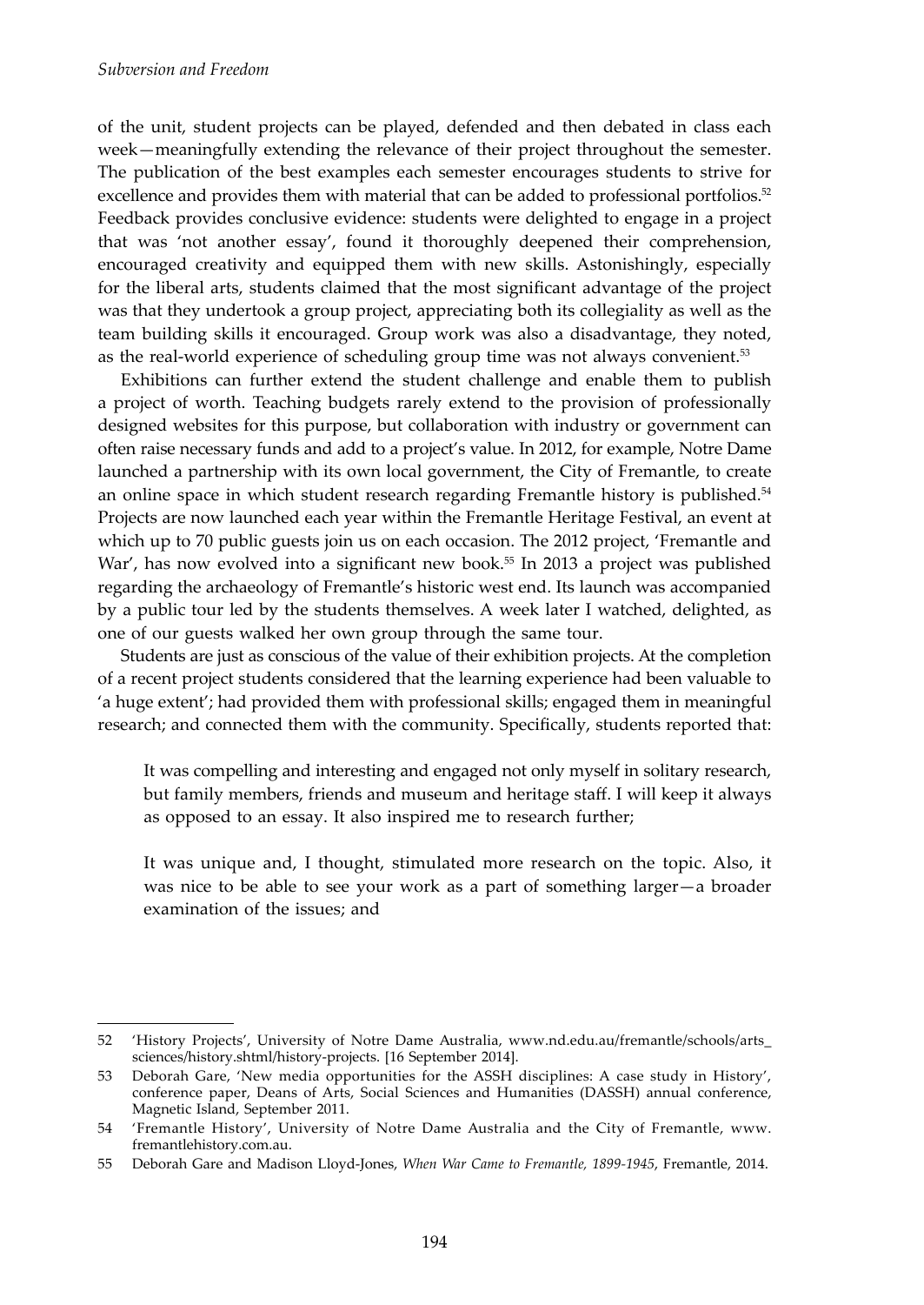of the unit, student projects can be played, defended and then debated in class each week—meaningfully extending the relevance of their project throughout the semester. The publication of the best examples each semester encourages students to strive for excellence and provides them with material that can be added to professional portfolios.[52] Feedback provides conclusive evidence: students were delighted to engage in a project that was 'not another essay', found it thoroughly deepened their comprehension, encouraged creativity and equipped them with new skills. Astonishingly, especially for the liberal arts, students claimed that the most significant advantage of the project was that they undertook a group project, appreciating both its collegiality as well as the team building skills it encouraged. Group work was also a disadvantage, they noted, as the real-world experience of scheduling group time was not always convenient.[53]

Exhibitions can further extend the student challenge and enable them to publish a project of worth. Teaching budgets rarely extend to the provision of professionally designed websites for this purpose, but collaboration with industry or government can often raise necessary funds and add to a project's value. In 2012, for example, Notre Dame launched a partnership with its own local government, the City of Fremantle, to create an online space in which student research regarding Fremantle history is published.[54] Projects are now launched each year within the Fremantle Heritage Festival, an event at which up to 70 public guests join us on each occasion. The 2012 project, 'Fremantle and War', has now evolved into a significant new book.[55] In 2013 a project was published regarding the archaeology of Fremantle's historic west end. Its launch was accompanied by a public tour led by the students themselves. A week later I watched, delighted, as one of our guests walked her own group through the same tour.

Students are just as conscious of the value of their exhibition projects. At the completion of a recent project students considered that the learning experience had been valuable to 'a huge extent'; had provided them with professional skills; engaged them in meaningful research; and connected them with the community. Specifically, students reported that:

> It was compelling and interesting and engaged not only myself in solitary research, but family members, friends and museum and heritage staff. I will keep it always as opposed to an essay. It also inspired me to research further;
>
> It was unique and, I thought, stimulated more research on the topic. Also, it was nice to be able to see your work as a part of something larger—a broader examination of the issues; and

---

52 'History Projects', University of Notre Dame Australia, www.nd.edu.au/fremantle/schools/arts_sciences/history.shtml/history-projects. [16 September 2014].

53 Deborah Gare, 'New media opportunities for the ASSH disciplines: A case study in History', conference paper, Deans of Arts, Social Sciences and Humanities (DASSH) annual conference, Magnetic Island, September 2011.

54 'Fremantle History', University of Notre Dame Australia and the City of Fremantle, www.fremantlehistory.com.au.

55 Deborah Gare and Madison Lloyd-Jones, *When War Came to Fremantle, 1899-1945*, Fremantle, 2014.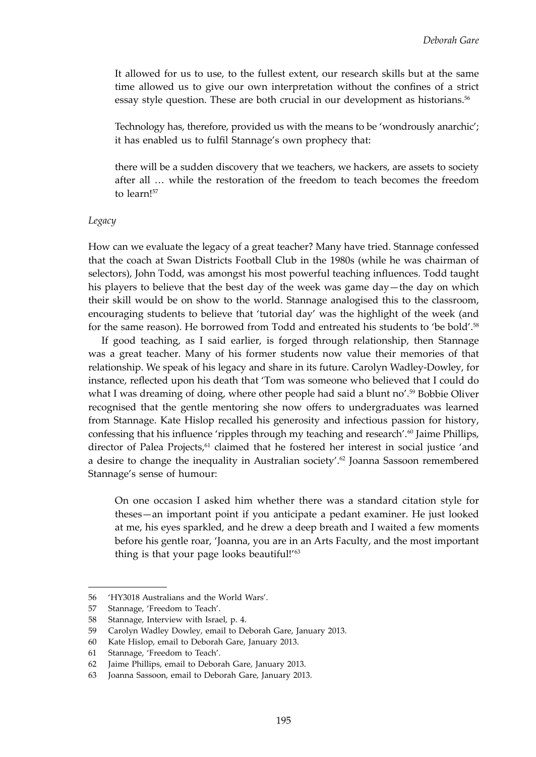> It allowed for us to use, to the fullest extent, our research skills but at the same time allowed us to give our own interpretation without the confines of a strict essay style question. These are both crucial in our development as historians.[56]

Technology has, therefore, provided us with the means to be 'wondrously anarchic'; it has enabled us to fulfil Stannage's own prophecy that:

> there will be a sudden discovery that we teachers, we hackers, are assets to society after all … while the restoration of the freedom to teach becomes the freedom to learn![57]

*Legacy*

How can we evaluate the legacy of a great teacher? Many have tried. Stannage confessed that the coach at Swan Districts Football Club in the 1980s (while he was chairman of selectors), John Todd, was amongst his most powerful teaching influences. Todd taught his players to believe that the best day of the week was game day—the day on which their skill would be on show to the world. Stannage analogised this to the classroom, encouraging students to believe that 'tutorial day' was the highlight of the week (and for the same reason). He borrowed from Todd and entreated his students to 'be bold'.[58]

If good teaching, as I said earlier, is forged through relationship, then Stannage was a great teacher. Many of his former students now value their memories of that relationship. We speak of his legacy and share in its future. Carolyn Wadley-Dowley, for instance, reflected upon his death that 'Tom was someone who believed that I could do what I was dreaming of doing, where other people had said a blunt no'.[59] Bobbie Oliver recognised that the gentle mentoring she now offers to undergraduates was learned from Stannage. Kate Hislop recalled his generosity and infectious passion for history, confessing that his influence 'ripples through my teaching and research'.[60] Jaime Phillips, director of Palea Projects,[61] claimed that he fostered her interest in social justice 'and a desire to change the inequality in Australian society'.[62] Joanna Sassoon remembered Stannage's sense of humour:

> On one occasion I asked him whether there was a standard citation style for theses—an important point if you anticipate a pedant examiner. He just looked at me, his eyes sparkled, and he drew a deep breath and I waited a few moments before his gentle roar, 'Joanna, you are in an Arts Faculty, and the most important thing is that your page looks beautiful!'[63]

---

56 'HY3018 Australians and the World Wars'.

57 Stannage, 'Freedom to Teach'.

58 Stannage, Interview with Israel, p. 4.

59 Carolyn Wadley Dowley, email to Deborah Gare, January 2013.

60 Kate Hislop, email to Deborah Gare, January 2013.

61 Stannage, 'Freedom to Teach'.

62 Jaime Phillips, email to Deborah Gare, January 2013.

63 Joanna Sassoon, email to Deborah Gare, January 2013.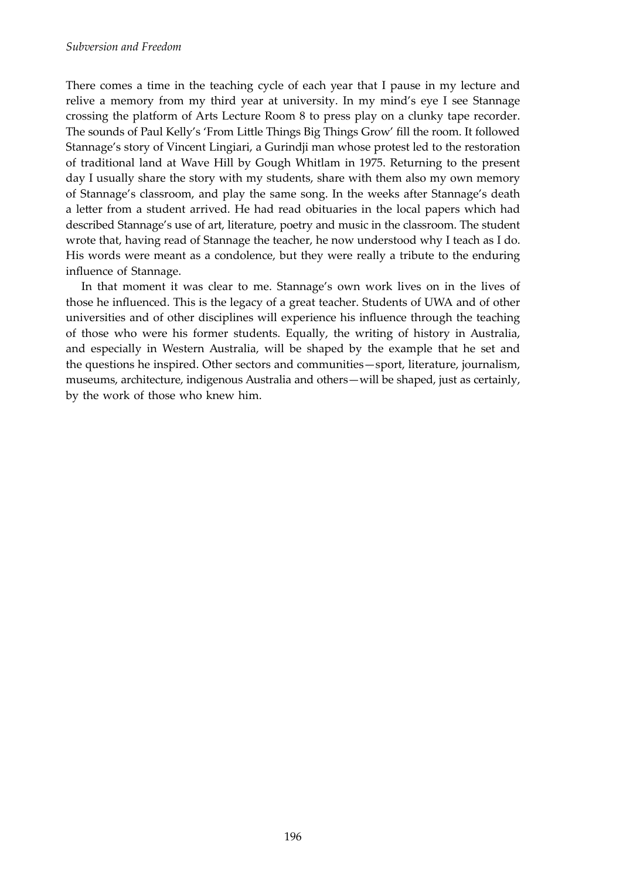There comes a time in the teaching cycle of each year that I pause in my lecture and relive a memory from my third year at university. In my mind's eye I see Stannage crossing the platform of Arts Lecture Room 8 to press play on a clunky tape recorder. The sounds of Paul Kelly's 'From Little Things Big Things Grow' fill the room. It followed Stannage's story of Vincent Lingiari, a Gurindji man whose protest led to the restoration of traditional land at Wave Hill by Gough Whitlam in 1975. Returning to the present day I usually share the story with my students, share with them also my own memory of Stannage's classroom, and play the same song. In the weeks after Stannage's death a letter from a student arrived. He had read obituaries in the local papers which had described Stannage's use of art, literature, poetry and music in the classroom. The student wrote that, having read of Stannage the teacher, he now understood why I teach as I do. His words were meant as a condolence, but they were really a tribute to the enduring influence of Stannage.

In that moment it was clear to me. Stannage's own work lives on in the lives of those he influenced. This is the legacy of a great teacher. Students of UWA and of other universities and of other disciplines will experience his influence through the teaching of those who were his former students. Equally, the writing of history in Australia, and especially in Western Australia, will be shaped by the example that he set and the questions he inspired. Other sectors and communities—sport, literature, journalism, museums, architecture, indigenous Australia and others—will be shaped, just as certainly, by the work of those who knew him.